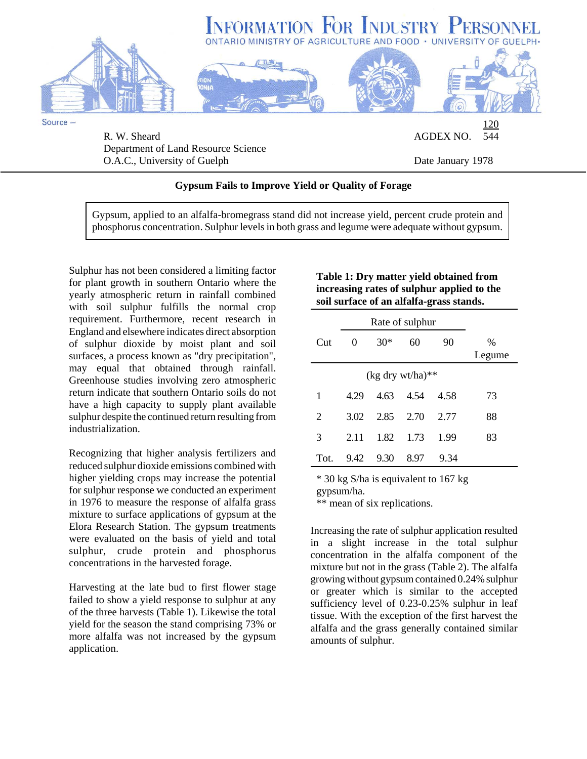# Information For Industry Personnel

ONTARIO MINISTRY OF AGRICULTURE AND FOOD • UNIVERSITY OF GUELPH•

Source –

R. W. Sheard
Department of Land Resource Science
O.A.C., University of Guelph

AGDEX NO. 120/544

Date January 1978

## Gypsum Fails to Improve Yield or Quality of Forage

> Gypsum, applied to an alfalfa-bromegrass stand did not increase yield, percent crude protein and phosphorus concentration. Sulphur levels in both grass and legume were adequate without gypsum.

Sulphur has not been considered a limiting factor for plant growth in southern Ontario where the yearly atmospheric return in rainfall combined with soil sulphur fulfills the normal crop requirement. Furthermore, recent research in England and elsewhere indicates direct absorption of sulphur dioxide by moist plant and soil surfaces, a process known as "dry precipitation", may equal that obtained through rainfall. Greenhouse studies involving zero atmospheric return indicate that southern Ontario soils do not have a high capacity to supply plant available sulphur despite the continued return resulting from industrialization.

Recognizing that higher analysis fertilizers and reduced sulphur dioxide emissions combined with higher yielding crops may increase the potential for sulphur response we conducted an experiment in 1976 to measure the response of alfalfa grass mixture to surface applications of gypsum at the Elora Research Station. The gypsum treatments were evaluated on the basis of yield and total sulphur, crude protein and phosphorus concentrations in the harvested forage.

Harvesting at the late bud to first flower stage failed to show a yield response to sulphur at any of the three harvests (Table 1). Likewise the total yield for the season the stand comprising 73% or more alfalfa was not increased by the gypsum application.

**Table 1: Dry matter yield obtained from increasing rates of sulphur applied to the soil surface of an alfalfa-grass stands.**

| Cut | Rate of sulphur 0 | 30* | 60 | 90 | % Legume |
|---|---|---|---|---|---|
| | (kg dry wt/ha)** | | | | |
| 1 | 4.29 | 4.63 | 4.54 | 4.58 | 73 |
| 2 | 3.02 | 2.85 | 2.70 | 2.77 | 88 |
| 3 | 2.11 | 1.82 | 1.73 | 1.99 | 83 |
| Tot. | 9.42 | 9.30 | 8.97 | 9.34 | |

\* 30 kg S/ha is equivalent to 167 kg gypsum/ha.
\*\* mean of six replications.

Increasing the rate of sulphur application resulted in a slight increase in the total sulphur concentration in the alfalfa component of the mixture but not in the grass (Table 2). The alfalfa growing without gypsum contained 0.24% sulphur or greater which is similar to the accepted sufficiency level of 0.23-0.25% sulphur in leaf tissue. With the exception of the first harvest the alfalfa and the grass generally contained similar amounts of sulphur.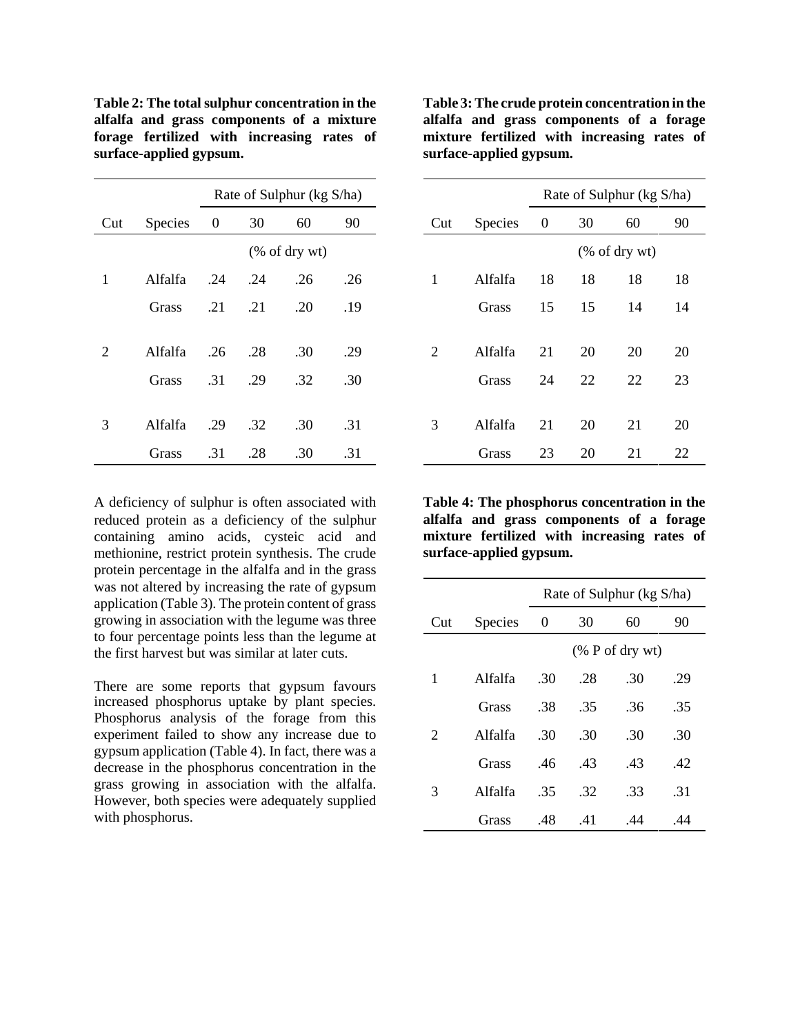**Table 2: The total sulphur concentration in the alfalfa and grass components of a mixture forage fertilized with increasing rates of surface-applied gypsum.**

| | | Rate of Sulphur (kg S/ha) | | | |
|---|---|---|---|---|---|
| Cut | Species | 0 | 30 | 60 | 90 |
| | | (% of dry wt) | | | |
| 1 | Alfalfa | .24 | .24 | .26 | .26 |
| | Grass | .21 | .21 | .20 | .19 |
| 2 | Alfalfa | .26 | .28 | .30 | .29 |
| | Grass | .31 | .29 | .32 | .30 |
| 3 | Alfalfa | .29 | .32 | .30 | .31 |
| | Grass | .31 | .28 | .30 | .31 |

A deficiency of sulphur is often associated with reduced protein as a deficiency of the sulphur containing amino acids, cysteic acid and methionine, restrict protein synthesis. The crude protein percentage in the alfalfa and in the grass was not altered by increasing the rate of gypsum application (Table 3). The protein content of grass growing in association with the legume was three to four percentage points less than the legume at the first harvest but was similar at later cuts.

There are some reports that gypsum favours increased phosphorus uptake by plant species. Phosphorus analysis of the forage from this experiment failed to show any increase due to gypsum application (Table 4). In fact, there was a decrease in the phosphorus concentration in the grass growing in association with the alfalfa. However, both species were adequately supplied with phosphorus.

**Table 3: The crude protein concentration in the alfalfa and grass components of a forage mixture fertilized with increasing rates of surface-applied gypsum.**

| | | Rate of Sulphur (kg S/ha) | | | |
|---|---|---|---|---|---|
| Cut | Species | 0 | 30 | 60 | 90 |
| | | (% of dry wt) | | | |
| 1 | Alfalfa | 18 | 18 | 18 | 18 |
| | Grass | 15 | 15 | 14 | 14 |
| 2 | Alfalfa | 21 | 20 | 20 | 20 |
| | Grass | 24 | 22 | 22 | 23 |
| 3 | Alfalfa | 21 | 20 | 21 | 20 |
| | Grass | 23 | 20 | 21 | 22 |

**Table 4: The phosphorus concentration in the alfalfa and grass components of a forage mixture fertilized with increasing rates of surface-applied gypsum.**

| | | Rate of Sulphur (kg S/ha) | | | |
|---|---|---|---|---|---|
| Cut | Species | 0 | 30 | 60 | 90 |
| | | (% P of dry wt) | | | |
| 1 | Alfalfa | .30 | .28 | .30 | .29 |
| | Grass | .38 | .35 | .36 | .35 |
| 2 | Alfalfa | .30 | .30 | .30 | .30 |
| | Grass | .46 | .43 | .43 | .42 |
| 3 | Alfalfa | .35 | .32 | .33 | .31 |
| | Grass | .48 | .41 | .44 | .44 |